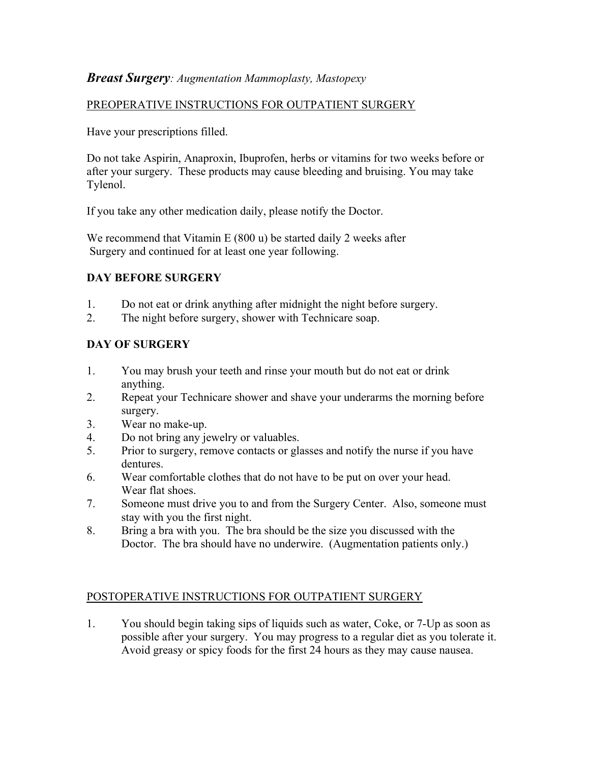## ***Breast Surgery**: Augmentation Mammoplasty, Mastopexy*

PREOPERATIVE INSTRUCTIONS FOR OUTPATIENT SURGERY

Have your prescriptions filled.

Do not take Aspirin, Anaproxin, Ibuprofen, herbs or vitamins for two weeks before or after your surgery. These products may cause bleeding and bruising. You may take Tylenol.

If you take any other medication daily, please notify the Doctor.

We recommend that Vitamin E (800 u) be started daily 2 weeks after Surgery and continued for at least one year following.

### DAY BEFORE SURGERY

1. Do not eat or drink anything after midnight the night before surgery.
2. The night before surgery, shower with Technicare soap.

### DAY OF SURGERY

1. You may brush your teeth and rinse your mouth but do not eat or drink anything.
2. Repeat your Technicare shower and shave your underarms the morning before surgery.
3. Wear no make-up.
4. Do not bring any jewelry or valuables.
5. Prior to surgery, remove contacts or glasses and notify the nurse if you have dentures.
6. Wear comfortable clothes that do not have to be put on over your head. Wear flat shoes.
7. Someone must drive you to and from the Surgery Center. Also, someone must stay with you the first night.
8. Bring a bra with you. The bra should be the size you discussed with the Doctor. The bra should have no underwire. (Augmentation patients only.)

POSTOPERATIVE INSTRUCTIONS FOR OUTPATIENT SURGERY

1. You should begin taking sips of liquids such as water, Coke, or 7-Up as soon as possible after your surgery. You may progress to a regular diet as you tolerate it. Avoid greasy or spicy foods for the first 24 hours as they may cause nausea.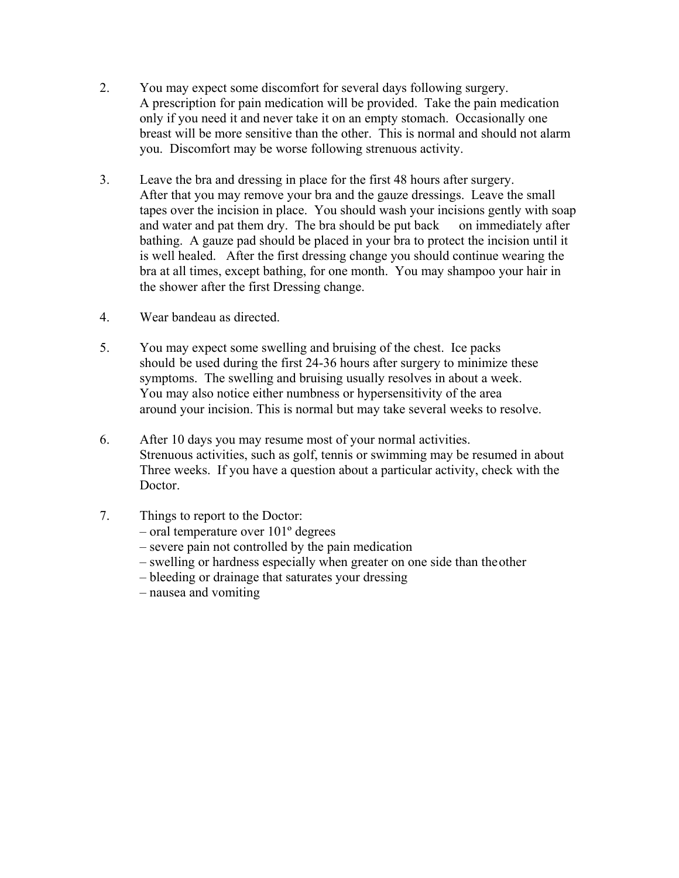2. You may expect some discomfort for several days following surgery. A prescription for pain medication will be provided. Take the pain medication only if you need it and never take it on an empty stomach. Occasionally one breast will be more sensitive than the other. This is normal and should not alarm you. Discomfort may be worse following strenuous activity.

3. Leave the bra and dressing in place for the first 48 hours after surgery. After that you may remove your bra and the gauze dressings. Leave the small tapes over the incision in place. You should wash your incisions gently with soap and water and pat them dry. The bra should be put back on immediately after bathing. A gauze pad should be placed in your bra to protect the incision until it is well healed. After the first dressing change you should continue wearing the bra at all times, except bathing, for one month. You may shampoo your hair in the shower after the first Dressing change.

4. Wear bandeau as directed.

5. You may expect some swelling and bruising of the chest. Ice packs should be used during the first 24-36 hours after surgery to minimize these symptoms. The swelling and bruising usually resolves in about a week. You may also notice either numbness or hypersensitivity of the area around your incision. This is normal but may take several weeks to resolve.

6. After 10 days you may resume most of your normal activities. Strenuous activities, such as golf, tennis or swimming may be resumed in about Three weeks. If you have a question about a particular activity, check with the Doctor.

7. Things to report to the Doctor:
   – oral temperature over 101º degrees
   – severe pain not controlled by the pain medication
   – swelling or hardness especially when greater on one side than the other
   – bleeding or drainage that saturates your dressing
   – nausea and vomiting